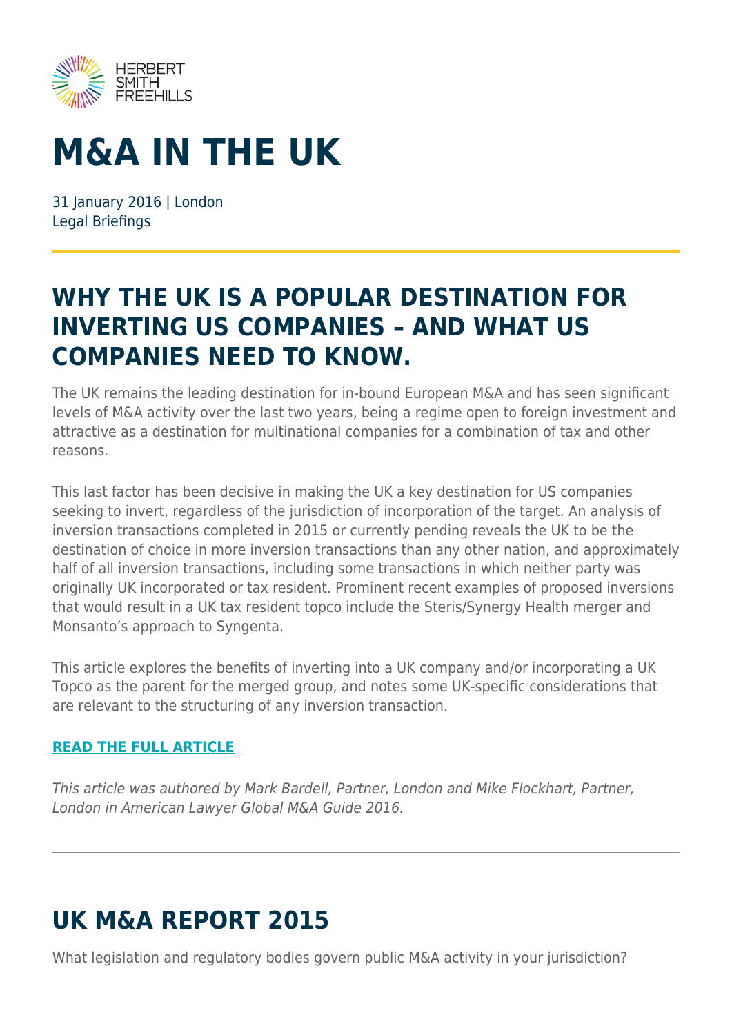HERBERT SMITH FREEHILLS

# M&A IN THE UK

31 January 2016 | London
Legal Briefings

## WHY THE UK IS A POPULAR DESTINATION FOR INVERTING US COMPANIES – AND WHAT US COMPANIES NEED TO KNOW.

The UK remains the leading destination for in-bound European M&A and has seen significant levels of M&A activity over the last two years, being a regime open to foreign investment and attractive as a destination for multinational companies for a combination of tax and other reasons.

This last factor has been decisive in making the UK a key destination for US companies seeking to invert, regardless of the jurisdiction of incorporation of the target. An analysis of inversion transactions completed in 2015 or currently pending reveals the UK to be the destination of choice in more inversion transactions than any other nation, and approximately half of all inversion transactions, including some transactions in which neither party was originally UK incorporated or tax resident. Prominent recent examples of proposed inversions that would result in a UK tax resident topco include the Steris/Synergy Health merger and Monsanto's approach to Syngenta.

This article explores the benefits of inverting into a UK company and/or incorporating a UK Topco as the parent for the merged group, and notes some UK-specific considerations that are relevant to the structuring of any inversion transaction.

**READ THE FULL ARTICLE**

*This article was authored by Mark Bardell, Partner, London and Mike Flockhart, Partner, London in American Lawyer Global M&A Guide 2016.*

---

## UK M&A REPORT 2015

What legislation and regulatory bodies govern public M&A activity in your jurisdiction?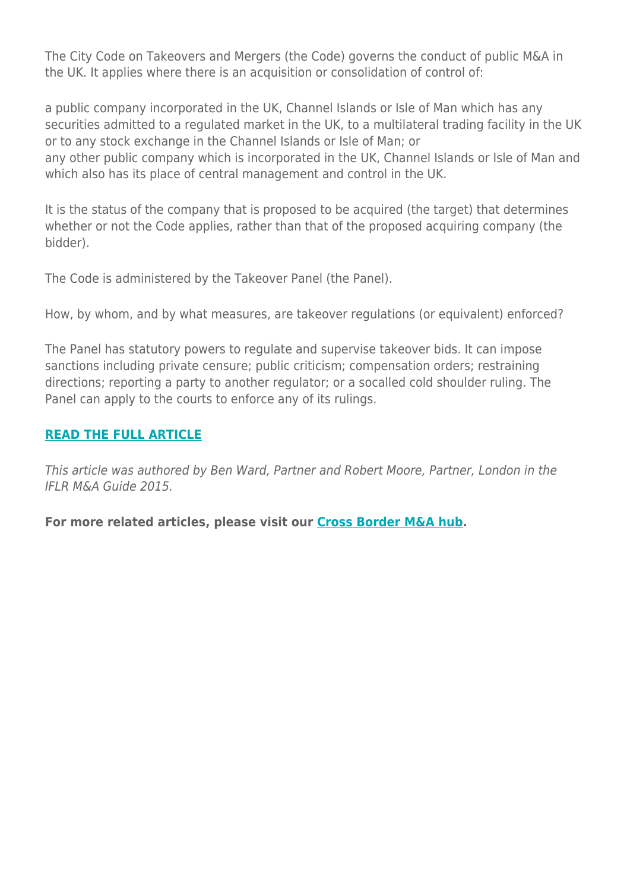The City Code on Takeovers and Mergers (the Code) governs the conduct of public M&A in the UK. It applies where there is an acquisition or consolidation of control of:

a public company incorporated in the UK, Channel Islands or Isle of Man which has any securities admitted to a regulated market in the UK, to a multilateral trading facility in the UK or to any stock exchange in the Channel Islands or Isle of Man; or
any other public company which is incorporated in the UK, Channel Islands or Isle of Man and which also has its place of central management and control in the UK.

It is the status of the company that is proposed to be acquired (the target) that determines whether or not the Code applies, rather than that of the proposed acquiring company (the bidder).

The Code is administered by the Takeover Panel (the Panel).

How, by whom, and by what measures, are takeover regulations (or equivalent) enforced?

The Panel has statutory powers to regulate and supervise takeover bids. It can impose sanctions including private censure; public criticism; compensation orders; restraining directions; reporting a party to another regulator; or a socalled cold shoulder ruling. The Panel can apply to the courts to enforce any of its rulings.

**READ THE FULL ARTICLE**

*This article was authored by Ben Ward, Partner and Robert Moore, Partner, London in the IFLR M&A Guide 2015.*

**For more related articles, please visit our Cross Border M&A hub.**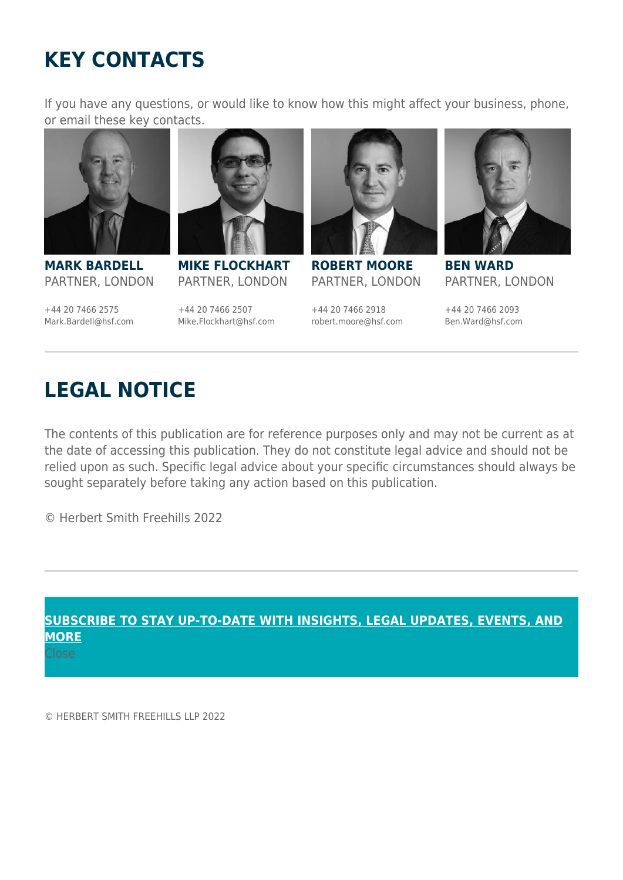## KEY CONTACTS

If you have any questions, or would like to know how this might affect your business, phone, or email these key contacts.

**MARK BARDELL**
PARTNER, LONDON

+44 20 7466 2575
Mark.Bardell@hsf.com

**MIKE FLOCKHART**
PARTNER, LONDON

+44 20 7466 2507
Mike.Flockhart@hsf.com

**ROBERT MOORE**
PARTNER, LONDON

+44 20 7466 2918
robert.moore@hsf.com

**BEN WARD**
PARTNER, LONDON

+44 20 7466 2093
Ben.Ward@hsf.com

## LEGAL NOTICE

The contents of this publication are for reference purposes only and may not be current as at the date of accessing this publication. They do not constitute legal advice and should not be relied upon as such. Specific legal advice about your specific circumstances should always be sought separately before taking any action based on this publication.

© Herbert Smith Freehills 2022

**SUBSCRIBE TO STAY UP-TO-DATE WITH INSIGHTS, LEGAL UPDATES, EVENTS, AND MORE**
Close

© HERBERT SMITH FREEHILLS LLP 2022